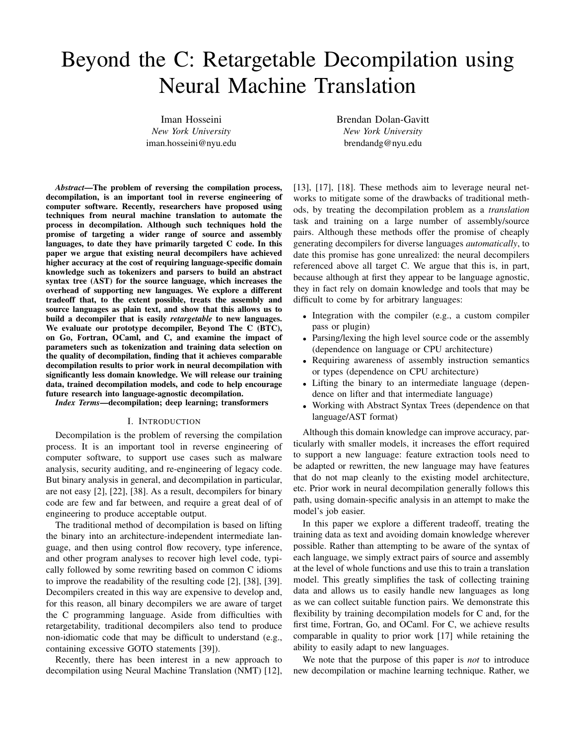# Beyond the C: Retargetable Decompilation using Neural Machine Translation

Iman Hosseini
*New York University*
iman.hosseini@nyu.edu

Brendan Dolan-Gavitt
*New York University*
brendandg@nyu.edu

***Abstract*—The problem of reversing the compilation process, decompilation, is an important tool in reverse engineering of computer software. Recently, researchers have proposed using techniques from neural machine translation to automate the process in decompilation. Although such techniques hold the promise of targeting a wider range of source and assembly languages, to date they have primarily targeted C code. In this paper we argue that existing neural decompilers have achieved higher accuracy at the cost of requiring language-specific domain knowledge such as tokenizers and parsers to build an abstract syntax tree (AST) for the source language, which increases the overhead of supporting new languages. We explore a different tradeoff that, to the extent possible, treats the assembly and source languages as plain text, and show that this allows us to build a decompiler that is easily *retargetable* to new languages. We evaluate our prototype decompiler, Beyond The C (BTC), on Go, Fortran, OCaml, and C, and examine the impact of parameters such as tokenization and training data selection on the quality of decompilation, finding that it achieves comparable decompilation results to prior work in neural decompilation with significantly less domain knowledge. We will release our training data, trained decompilation models, and code to help encourage future research into language-agnostic decompilation.**

***Index Terms*—decompilation; deep learning; transformers**

## I. Introduction

Decompilation is the problem of reversing the compilation process. It is an important tool in reverse engineering of computer software, to support use cases such as malware analysis, security auditing, and re-engineering of legacy code. But binary analysis in general, and decompilation in particular, are not easy [2], [22], [38]. As a result, decompilers for binary code are few and far between, and require a great deal of of engineering to produce acceptable output.

The traditional method of decompilation is based on lifting the binary into an architecture-independent intermediate language, and then using control flow recovery, type inference, and other program analyses to recover high level code, typically followed by some rewriting based on common C idioms to improve the readability of the resulting code [2], [38], [39]. Decompilers created in this way are expensive to develop and, for this reason, all binary decompilers we are aware of target the C programming language. Aside from difficulties with retargetability, traditional decompilers also tend to produce non-idiomatic code that may be difficult to understand (e.g., containing excessive GOTO statements [39]).

Recently, there has been interest in a new approach to decompilation using Neural Machine Translation (NMT) [12], [13], [17], [18]. These methods aim to leverage neural networks to mitigate some of the drawbacks of traditional methods, by treating the decompilation problem as a *translation* task and training on a large number of assembly/source pairs. Although these methods offer the promise of cheaply generating decompilers for diverse languages *automatically*, to date this promise has gone unrealized: the neural decompilers referenced above all target C. We argue that this is, in part, because although at first they appear to be language agnostic, they in fact rely on domain knowledge and tools that may be difficult to come by for arbitrary languages:

- Integration with the compiler (e.g., a custom compiler pass or plugin)
- Parsing/lexing the high level source code or the assembly (dependence on language or CPU architecture)
- Requiring awareness of assembly instruction semantics or types (dependence on CPU architecture)
- Lifting the binary to an intermediate language (dependence on lifter and that intermediate language)
- Working with Abstract Syntax Trees (dependence on that language/AST format)

Although this domain knowledge can improve accuracy, particularly with smaller models, it increases the effort required to support a new language: feature extraction tools need to be adapted or rewritten, the new language may have features that do not map cleanly to the existing model architecture, etc. Prior work in neural decompilation generally follows this path, using domain-specific analysis in an attempt to make the model's job easier.

In this paper we explore a different tradeoff, treating the training data as text and avoiding domain knowledge wherever possible. Rather than attempting to be aware of the syntax of each language, we simply extract pairs of source and assembly at the level of whole functions and use this to train a translation model. This greatly simplifies the task of collecting training data and allows us to easily handle new languages as long as we can collect suitable function pairs. We demonstrate this flexibility by training decompilation models for C and, for the first time, Fortran, Go, and OCaml. For C, we achieve results comparable in quality to prior work [17] while retaining the ability to easily adapt to new languages.

We note that the purpose of this paper is *not* to introduce new decompilation or machine learning technique. Rather, we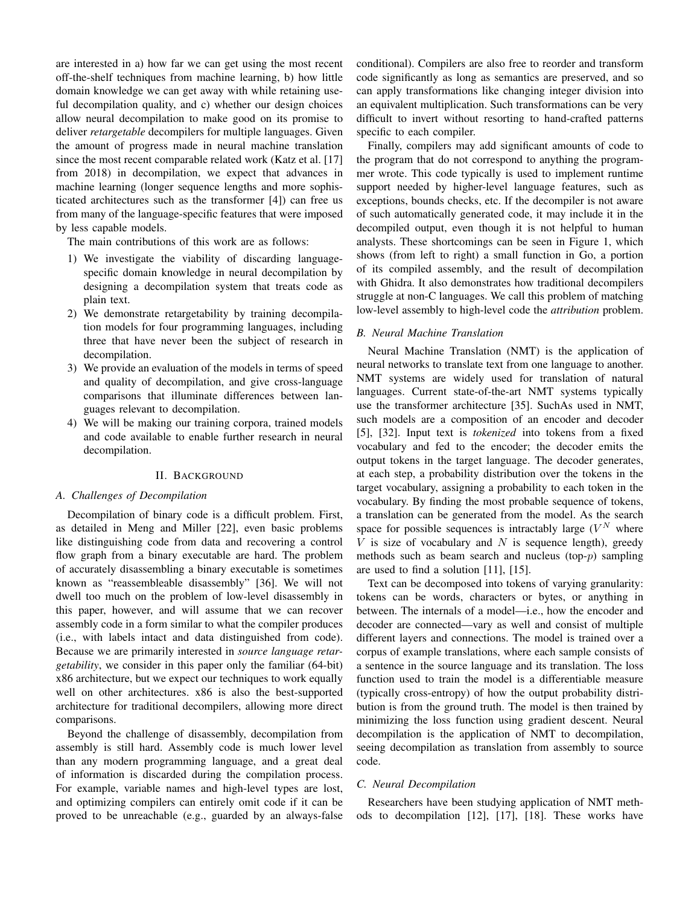are interested in a) how far we can get using the most recent off-the-shelf techniques from machine learning, b) how little domain knowledge we can get away with while retaining useful decompilation quality, and c) whether our design choices allow neural decompilation to make good on its promise to deliver *retargetable* decompilers for multiple languages. Given the amount of progress made in neural machine translation since the most recent comparable related work (Katz et al. [17] from 2018) in decompilation, we expect that advances in machine learning (longer sequence lengths and more sophisticated architectures such as the transformer [4]) can free us from many of the language-specific features that were imposed by less capable models.

The main contributions of this work are as follows:

1) We investigate the viability of discarding language-specific domain knowledge in neural decompilation by designing a decompilation system that treats code as plain text.
2) We demonstrate retargetability by training decompilation models for four programming languages, including three that have never been the subject of research in decompilation.
3) We provide an evaluation of the models in terms of speed and quality of decompilation, and give cross-language comparisons that illuminate differences between languages relevant to decompilation.
4) We will be making our training corpora, trained models and code available to enable further research in neural decompilation.

## II. Background

### A. Challenges of Decompilation

Decompilation of binary code is a difficult problem. First, as detailed in Meng and Miller [22], even basic problems like distinguishing code from data and recovering a control flow graph from a binary executable are hard. The problem of accurately disassembling a binary executable is sometimes known as "reassembleable disassembly" [36]. We will not dwell too much on the problem of low-level disassembly in this paper, however, and will assume that we can recover assembly code in a form similar to what the compiler produces (i.e., with labels intact and data distinguished from code). Because we are primarily interested in *source language retargetability*, we consider in this paper only the familiar (64-bit) x86 architecture, but we expect our techniques to work equally well on other architectures. x86 is also the best-supported architecture for traditional decompilers, allowing more direct comparisons.

Beyond the challenge of disassembly, decompilation from assembly is still hard. Assembly code is much lower level than any modern programming language, and a great deal of information is discarded during the compilation process. For example, variable names and high-level types are lost, and optimizing compilers can entirely omit code if it can be proved to be unreachable (e.g., guarded by an always-false conditional). Compilers are also free to reorder and transform code significantly as long as semantics are preserved, and so can apply transformations like changing integer division into an equivalent multiplication. Such transformations can be very difficult to invert without resorting to hand-crafted patterns specific to each compiler.

Finally, compilers may add significant amounts of code to the program that do not correspond to anything the programmer wrote. This code typically is used to implement runtime support needed by higher-level language features, such as exceptions, bounds checks, etc. If the decompiler is not aware of such automatically generated code, it may include it in the decompiled output, even though it is not helpful to human analysts. These shortcomings can be seen in Figure 1, which shows (from left to right) a small function in Go, a portion of its compiled assembly, and the result of decompilation with Ghidra. It also demonstrates how traditional decompilers struggle at non-C languages. We call this problem of matching low-level assembly to high-level code the *attribution* problem.

### B. Neural Machine Translation

Neural Machine Translation (NMT) is the application of neural networks to translate text from one language to another. NMT systems are widely used for translation of natural languages. Current state-of-the-art NMT systems typically use the transformer architecture [35]. SuchAs used in NMT, such models are a composition of an encoder and decoder [5], [32]. Input text is *tokenized* into tokens from a fixed vocabulary and fed to the encoder; the decoder emits the output tokens in the target language. The decoder generates, at each step, a probability distribution over the tokens in the target vocabulary, assigning a probability to each token in the vocabulary. By finding the most probable sequence of tokens, a translation can be generated from the model. As the search space for possible sequences is intractably large ($V^N$ where $V$ is size of vocabulary and $N$ is sequence length), greedy methods such as beam search and nucleus (top-$p$) sampling are used to find a solution [11], [15].

Text can be decomposed into tokens of varying granularity: tokens can be words, characters or bytes, or anything in between. The internals of a model—i.e., how the encoder and decoder are connected—vary as well and consist of multiple different layers and connections. The model is trained over a corpus of example translations, where each sample consists of a sentence in the source language and its translation. The loss function used to train the model is a differentiable measure (typically cross-entropy) of how the output probability distribution is from the ground truth. The model is then trained by minimizing the loss function using gradient descent. Neural decompilation is the application of NMT to decompilation, seeing decompilation as translation from assembly to source code.

### C. Neural Decompilation

Researchers have been studying application of NMT methods to decompilation [12], [17], [18]. These works have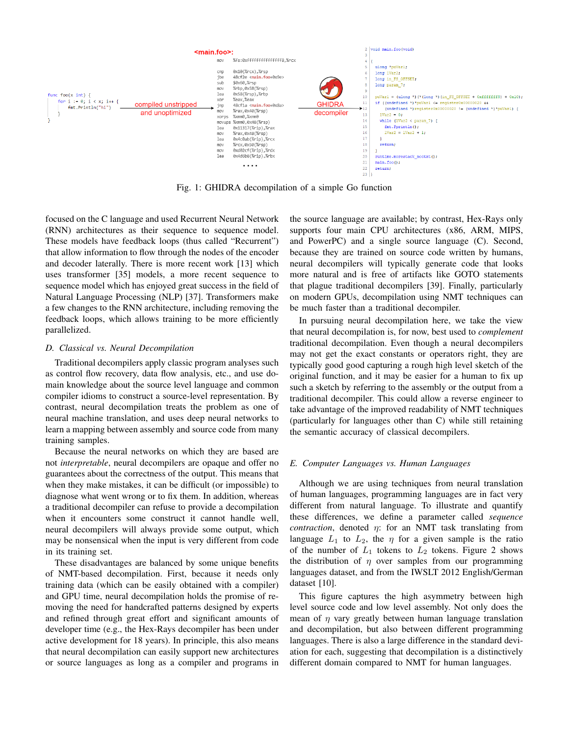```
func foo(x int) {
    for i := 0; i < x; i++ {
        fmt.Println("hi")
    }
}
```

compiled unstripped and unoptimized

```
<main.foo>:
mov    %fs:0xfffffffffffffff8,%rcx
cmp    0x10(%rcx),%rsp
jbe    48cf2e <main.foo+0x9e>
sub    $0x60,%rsp
mov    %rbp,0x58(%rsp)
lea    0x58(%rsp),%rbp
xor    %eax,%eax
jmp    48cf1a <main.foo+0x8a>
mov    %rax,0x40(%rsp)
xorps  %xmm0,%xmm0
movups %xmm0,0x48(%rsp)
lea    0x11317(%rip),%rax
mov    %rax,0x48(%rsp)
lea    0x4c0ab(%rip),%rcx
mov    %rcx,0x50(%rsp)
mov    0xd02cf(%rip),%rdx
lea    0x4d6b8(%rip),%rbx
....
```

GHIDRA decompiler

```
void main.foo(void)

{
  ulong *puVar1;
  long lVar2;
  long in_FS_OFFSET;
  long param_7;

  puVar1 = (ulong *)(*(long *)(in_FS_OFFSET + 0xfffffff8) + 0x10);
  if ((undefined *)*puVar1 <= register0x00000020 &&
      (undefined *)register0x00000020 != (undefined *)*puVar1) {
    lVar2 = 0;
    while (lVar2 < param_7) {
      fmt.Println();
      lVar2 = lVar2 + 1;
    }
    return;
  }
  runtime.morestack_noctxt();
  main.foo();
  return;
}
```

Fig. 1: GHIDRA decompilation of a simple Go function

focused on the C language and used Recurrent Neural Network (RNN) architectures as their sequence to sequence model. These models have feedback loops (thus called "Recurrent") that allow information to flow through the nodes of the encoder and decoder laterally. There is more recent work [13] which uses transformer [35] models, a more recent sequence to sequence model which has enjoyed great success in the field of Natural Language Processing (NLP) [37]. Transformers make a few changes to the RNN architecture, including removing the feedback loops, which allows training to be more efficiently parallelized.

### D. Classical vs. Neural Decompilation

Traditional decompilers apply classic program analyses such as control flow recovery, data flow analysis, etc., and use domain knowledge about the source level language and common compiler idioms to construct a source-level representation. By contrast, neural decompilation treats the problem as one of neural machine translation, and uses deep neural networks to learn a mapping between assembly and source code from many training samples.

Because the neural networks on which they are based are not *interpretable*, neural decompilers are opaque and offer no guarantees about the correctness of the output. This means that when they make mistakes, it can be difficult (or impossible) to diagnose what went wrong or to fix them. In addition, whereas a traditional decompiler can refuse to provide a decompilation when it encounters some construct it cannot handle well, neural decompilers will always provide some output, which may be nonsensical when the input is very different from code in its training set.

These disadvantages are balanced by some unique benefits of NMT-based decompilation. First, because it needs only training data (which can be easily obtained with a compiler) and GPU time, neural decompilation holds the promise of removing the need for handcrafted patterns designed by experts and refined through great effort and significant amounts of developer time (e.g., the Hex-Rays decompiler has been under active development for 18 years). In principle, this also means that neural decompilation can easily support new architectures or source languages as long as a compiler and programs in the source language are available; by contrast, Hex-Rays only supports four main CPU architectures (x86, ARM, MIPS, and PowerPC) and a single source language (C). Second, because they are trained on source code written by humans, neural decompilers will typically generate code that looks more natural and is free of artifacts like GOTO statements that plague traditional decompilers [39]. Finally, particularly on modern GPUs, decompilation using NMT techniques can be much faster than a traditional decompiler.

In pursuing neural decompilation here, we take the view that neural decompilation is, for now, best used to *complement* traditional decompilation. Even though a neural decompilers may not get the exact constants or operators right, they are typically good good capturing a rough high level sketch of the original function, and it may be easier for a human to fix up such a sketch by referring to the assembly or the output from a traditional decompiler. This could allow a reverse engineer to take advantage of the improved readability of NMT techniques (particularly for languages other than C) while still retaining the semantic accuracy of classical decompilers.

### E. Computer Languages vs. Human Languages

Although we are using techniques from neural translation of human languages, programming languages are in fact very different from natural language. To illustrate and quantify these differences, we define a parameter called *sequence contraction*, denoted $\eta$: for an NMT task translating from language $L_1$ to $L_2$, the $\eta$ for a given sample is the ratio of the number of $L_1$ tokens to $L_2$ tokens. Figure 2 shows the distribution of $\eta$ over samples from our programming languages dataset, and from the IWSLT 2012 English/German dataset [10].

This figure captures the high asymmetry between high level source code and low level assembly. Not only does the mean of $\eta$ vary greatly between human language translation and decompilation, but also between different programming languages. There is also a large difference in the standard deviation for each, suggesting that decompilation is a distinctively different domain compared to NMT for human languages.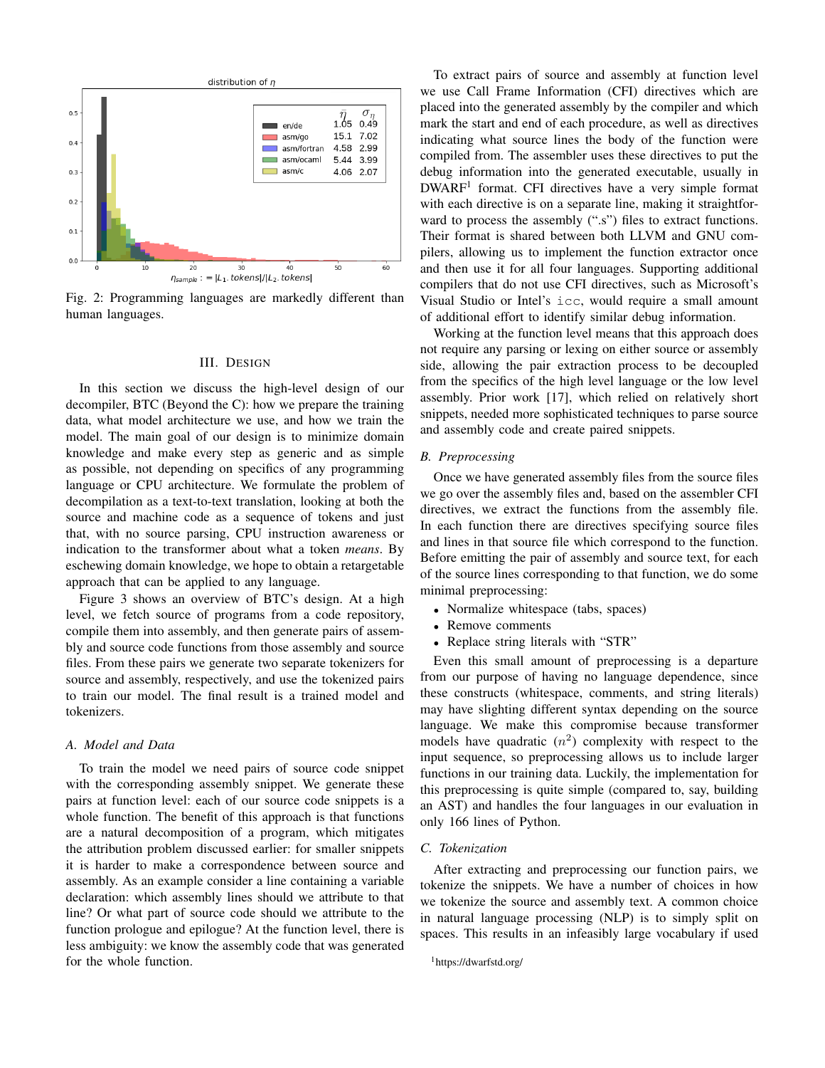Fig. 2: Programming languages are markedly different than human languages.

## III. Design

In this section we discuss the high-level design of our decompiler, BTC (Beyond the C): how we prepare the training data, what model architecture we use, and how we train the model. The main goal of our design is to minimize domain knowledge and make every step as generic and as simple as possible, not depending on specifics of any programming language or CPU architecture. We formulate the problem of decompilation as a text-to-text translation, looking at both the source and machine code as a sequence of tokens and just that, with no source parsing, CPU instruction awareness or indication to the transformer about what a token *means*. By eschewing domain knowledge, we hope to obtain a retargetable approach that can be applied to any language.

Figure 3 shows an overview of BTC's design. At a high level, we fetch source of programs from a code repository, compile them into assembly, and then generate pairs of assembly and source code functions from those assembly and source files. From these pairs we generate two separate tokenizers for source and assembly, respectively, and use the tokenized pairs to train our model. The final result is a trained model and tokenizers.

### A. Model and Data

To train the model we need pairs of source code snippet with the corresponding assembly snippet. We generate these pairs at function level: each of our source code snippets is a whole function. The benefit of this approach is that functions are a natural decomposition of a program, which mitigates the attribution problem discussed earlier: for smaller snippets it is harder to make a correspondence between source and assembly. As an example consider a line containing a variable declaration: which assembly lines should we attribute to that line? Or what part of source code should we attribute to the function prologue and epilogue? At the function level, there is less ambiguity: we know the assembly code that was generated for the whole function.

To extract pairs of source and assembly at function level we use Call Frame Information (CFI) directives which are placed into the generated assembly by the compiler and which mark the start and end of each procedure, as well as directives indicating what source lines the body of the function were compiled from. The assembler uses these directives to put the debug information into the generated executable, usually in DWARF[1] format. CFI directives have a very simple format with each directive is on a separate line, making it straightforward to process the assembly (".s") files to extract functions. Their format is shared between both LLVM and GNU compilers, allowing us to implement the function extractor once and then use it for all four languages. Supporting additional compilers that do not use CFI directives, such as Microsoft's Visual Studio or Intel's `icc`, would require a small amount of additional effort to identify similar debug information.

Working at the function level means that this approach does not require any parsing or lexing on either source or assembly side, allowing the pair extraction process to be decoupled from the specifics of the high level language or the low level assembly. Prior work [17], which relied on relatively short snippets, needed more sophisticated techniques to parse source and assembly code and create paired snippets.

### B. Preprocessing

Once we have generated assembly files from the source files we go over the assembly files and, based on the assembler CFI directives, we extract the functions from the assembly file. In each function there are directives specifying source files and lines in that source file which correspond to the function. Before emitting the pair of assembly and source text, for each of the source lines corresponding to that function, we do some minimal preprocessing:

- Normalize whitespace (tabs, spaces)
- Remove comments
- Replace string literals with "STR"

Even this small amount of preprocessing is a departure from our purpose of having no language dependence, since these constructs (whitespace, comments, and string literals) may have slighting different syntax depending on the source language. We make this compromise because transformer models have quadratic ($n^2$) complexity with respect to the input sequence, so preprocessing allows us to include larger functions in our training data. Luckily, the implementation for this preprocessing is quite simple (compared to, say, building an AST) and handles the four languages in our evaluation in only 166 lines of Python.

### C. Tokenization

After extracting and preprocessing our function pairs, we tokenize the snippets. We have a number of choices in how we tokenize the source and assembly text. A common choice in natural language processing (NLP) is to simply split on spaces. This results in an infeasibly large vocabulary if used

[1] https://dwarfstd.org/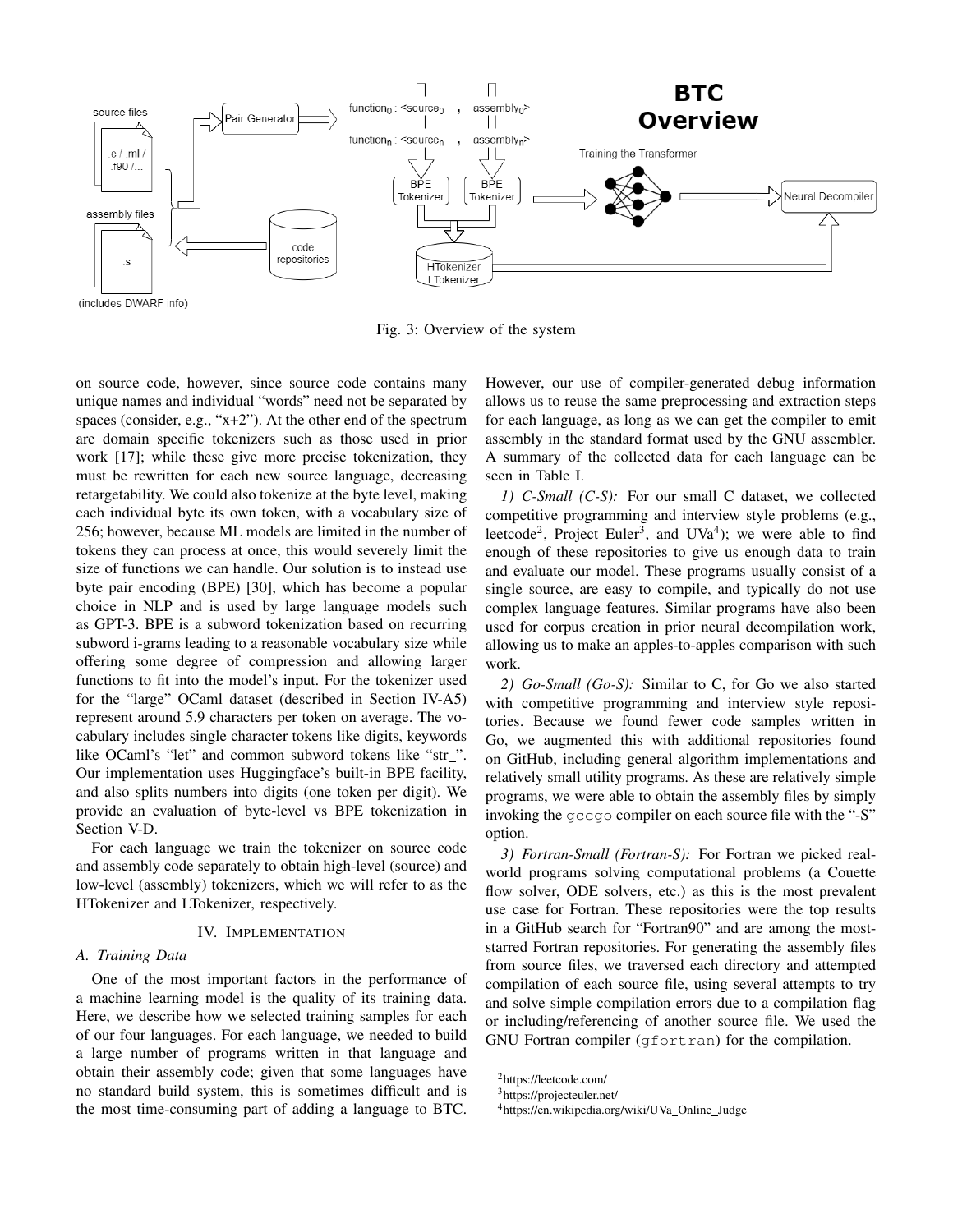Fig. 3: Overview of the system

on source code, however, since source code contains many unique names and individual "words" need not be separated by spaces (consider, e.g., "x+2"). At the other end of the spectrum are domain specific tokenizers such as those used in prior work [17]; while these give more precise tokenization, they must be rewritten for each new source language, decreasing retargetability. We could also tokenize at the byte level, making each individual byte its own token, with a vocabulary size of 256; however, because ML models are limited in the number of tokens they can process at once, this would severely limit the size of functions we can handle. Our solution is to instead use byte pair encoding (BPE) [30], which has become a popular choice in NLP and is used by large language models such as GPT-3. BPE is a subword tokenization based on recurring subword i-grams leading to a reasonable vocabulary size while offering some degree of compression and allowing larger functions to fit into the model's input. For the tokenizer used for the "large" OCaml dataset (described in Section IV-A5) represent around 5.9 characters per token on average. The vocabulary includes single character tokens like digits, keywords like OCaml's "let" and common subword tokens like "str_". Our implementation uses Huggingface's built-in BPE facility, and also splits numbers into digits (one token per digit). We provide an evaluation of byte-level vs BPE tokenization in Section V-D.

For each language we train the tokenizer on source code and assembly code separately to obtain high-level (source) and low-level (assembly) tokenizers, which we will refer to as the HTokenizer and LTokenizer, respectively.

## IV. Implementation

### A. Training Data

One of the most important factors in the performance of a machine learning model is the quality of its training data. Here, we describe how we selected training samples for each of our four languages. For each language, we needed to build a large number of programs written in that language and obtain their assembly code; given that some languages have no standard build system, this is sometimes difficult and is the most time-consuming part of adding a language to BTC. However, our use of compiler-generated debug information allows us to reuse the same preprocessing and extraction steps for each language, as long as we can get the compiler to emit assembly in the standard format used by the GNU assembler. A summary of the collected data for each language can be seen in Table I.

*1) C-Small (C-S):* For our small C dataset, we collected competitive programming and interview style problems (e.g., leetcode[2], Project Euler[3], and UVa[4]); we were able to find enough of these repositories to give us enough data to train and evaluate our model. These programs usually consist of a single source, are easy to compile, and typically do not use complex language features. Similar programs have also been used for corpus creation in prior neural decompilation work, allowing us to make an apples-to-apples comparison with such work.

*2) Go-Small (Go-S):* Similar to C, for Go we also started with competitive programming and interview style repositories. Because we found fewer code samples written in Go, we augmented this with additional repositories found on GitHub, including general algorithm implementations and relatively small utility programs. As these are relatively simple programs, we were able to obtain the assembly files by simply invoking the `gccgo` compiler on each source file with the "-S" option.

*3) Fortran-Small (Fortran-S):* For Fortran we picked real-world programs solving computational problems (a Couette flow solver, ODE solvers, etc.) as this is the most prevalent use case for Fortran. These repositories were the top results in a GitHub search for "Fortran90" and are among the most-starred Fortran repositories. For generating the assembly files from source files, we traversed each directory and attempted compilation of each source file, using several attempts to try and solve simple compilation errors due to a compilation flag or including/referencing of another source file. We used the GNU Fortran compiler (`gfortran`) for the compilation.

[2]https://leetcode.com/

[3]https://projecteuler.net/

[4]https://en.wikipedia.org/wiki/UVa_Online_Judge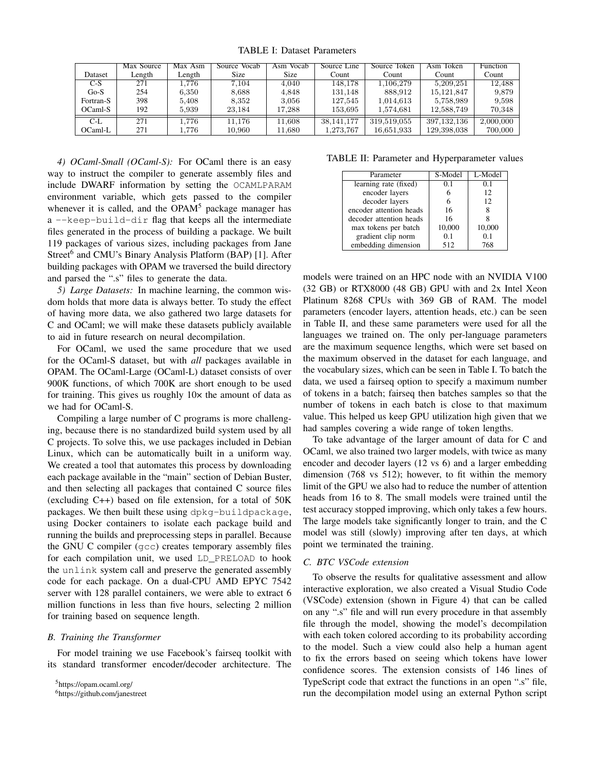TABLE I: Dataset Parameters

| Dataset | Max Source Length | Max Asm Length | Source Vocab Size | Asm Vocab Size | Source Line Count | Source Token Count | Asm Token Count | Function Count |
|---|---|---|---|---|---|---|---|---|
| C-S | 271 | 1,776 | 7,104 | 4,040 | 148,178 | 1,106,279 | 5,209,251 | 12,488 |
| Go-S | 254 | 6,350 | 8,688 | 4,848 | 131,148 | 888,912 | 15,121,847 | 9,879 |
| Fortran-S | 398 | 5,408 | 8,352 | 3,056 | 127,545 | 1,014,613 | 5,758,989 | 9,598 |
| OCaml-S | 192 | 5,939 | 23,184 | 17,288 | 153,695 | 1,574,681 | 12,588,749 | 70,348 |
| C-L | 271 | 1,776 | 11,176 | 11,608 | 38,141,177 | 319,519,055 | 397,132,136 | 2,000,000 |
| OCaml-L | 271 | 1,776 | 10,960 | 11,680 | 1,273,767 | 16,651,933 | 129,398,038 | 700,000 |

*4) OCaml-Small (OCaml-S):* For OCaml there is an easy way to instruct the compiler to generate assembly files and include DWARF information by setting the `OCAMLPARAM` environment variable, which gets passed to the compiler whenever it is called, and the OPAM[5] package manager has a `--keep-build-dir` flag that keeps all the intermediate files generated in the process of building a package. We built 119 packages of various sizes, including packages from Jane Street[6] and CMU's Binary Analysis Platform (BAP) [1]. After building packages with OPAM we traversed the build directory and parsed the ".s" files to generate the data.

*5) Large Datasets:* In machine learning, the common wisdom holds that more data is always better. To study the effect of having more data, we also gathered two large datasets for C and OCaml; we will make these datasets publicly available to aid in future research on neural decompilation.

For OCaml, we used the same procedure that we used for the OCaml-S dataset, but with *all* packages available in OPAM. The OCaml-Large (OCaml-L) dataset consists of over 900K functions, of which 700K are short enough to be used for training. This gives us roughly 10× the amount of data as we had for OCaml-S.

Compiling a large number of C programs is more challenging, because there is no standardized build system used by all C projects. To solve this, we use packages included in Debian Linux, which can be automatically built in a uniform way. We created a tool that automates this process by downloading each package available in the "main" section of Debian Buster, and then selecting all packages that contained C source files (excluding C++) based on file extension, for a total of 50K packages. We then built these using `dpkg-buildpackage`, using Docker containers to isolate each package build and running the builds and preprocessing steps in parallel. Because the GNU C compiler (`gcc`) creates temporary assembly files for each compilation unit, we used `LD_PRELOAD` to hook the `unlink` system call and preserve the generated assembly code for each package. On a dual-CPU AMD EPYC 7542 server with 128 parallel containers, we were able to extract 6 million functions in less than five hours, selecting 2 million for training based on sequence length.

### *B. Training the Transformer*

For model training we use Facebook's fairseq toolkit with its standard transformer encoder/decoder architecture. The models were trained on an HPC node with an NVIDIA V100 (32 GB) or RTX8000 (48 GB) GPU with and 2x Intel Xeon Platinum 8268 CPUs with 369 GB of RAM. The model parameters (encoder layers, attention heads, etc.) can be seen in Table II, and these same parameters were used for all the languages we trained on. The only per-language parameters are the maximum sequence lengths, which were set based on the maximum observed in the dataset for each language, and the vocabulary sizes, which can be seen in Table I. To batch the data, we used a fairseq option to specify a maximum number of tokens in a batch; fairseq then batches samples so that the number of tokens in each batch is close to that maximum value. This helped us keep GPU utilization high given that we had samples covering a wide range of token lengths.

TABLE II: Parameter and Hyperparameter values

| Parameter | S-Model | L-Model |
|---|---|---|
| learning rate (fixed) | 0.1 | 0.1 |
| encoder layers | 6 | 12 |
| decoder layers | 6 | 12 |
| encoder attention heads | 16 | 8 |
| decoder attention heads | 16 | 8 |
| max tokens per batch | 10,000 | 10,000 |
| gradient clip norm | 0.1 | 0.1 |
| embedding dimension | 512 | 768 |

To take advantage of the larger amount of data for C and OCaml, we also trained two larger models, with twice as many encoder and decoder layers (12 vs 6) and a larger embedding dimension (768 vs 512); however, to fit within the memory limit of the GPU we also had to reduce the number of attention heads from 16 to 8. The small models were trained until the test accuracy stopped improving, which only takes a few hours. The large models take significantly longer to train, and the C model was still (slowly) improving after ten days, at which point we terminated the training.

### *C. BTC VSCode extension*

To observe the results for qualitative assessment and allow interactive exploration, we also created a Visual Studio Code (VSCode) extension (shown in Figure 4) that can be called on any ".s" file and will run every procedure in that assembly file through the model, showing the model's decompilation with each token colored according to its probability according to the model. Such a view could also help a human agent to fix the errors based on seeing which tokens have lower confidence scores. The extension consists of 146 lines of TypeScript code that extract the functions in an open ".s" file, run the decompilation model using an external Python script

[5]https://opam.ocaml.org/

[6]https://github.com/janestreet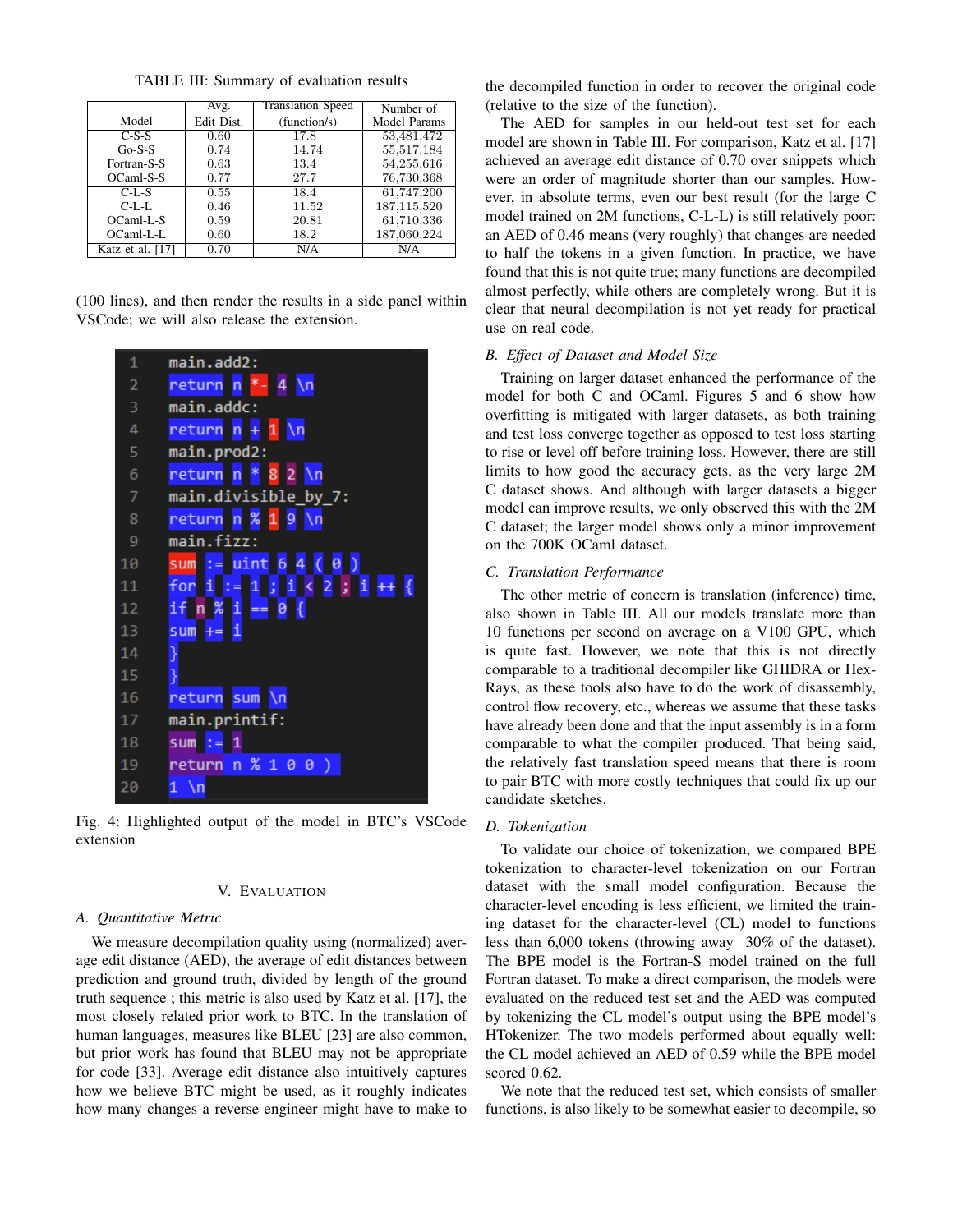TABLE III: Summary of evaluation results

| Model | Avg. Edit Dist. | Translation Speed (function/s) | Number of Model Params |
|---|---|---|---|
| C-S-S | 0.60 | 17.8 | 53,481,472 |
| Go-S-S | 0.74 | 14.74 | 55,517,184 |
| Fortran-S-S | 0.63 | 13.4 | 54,255,616 |
| OCaml-S-S | 0.77 | 27.7 | 76,730,368 |
| C-L-S | 0.55 | 18.4 | 61,747,200 |
| C-L-L | 0.46 | 11.52 | 187,115,520 |
| OCaml-L-S | 0.59 | 20.81 | 61,710,336 |
| OCaml-L-L | 0.60 | 18.2 | 187,060,224 |
| Katz et al. [17] | 0.70 | N/A | N/A |

(100 lines), and then render the results in a side panel within VSCode; we will also release the extension.

```
1  main.add2:
2  return n *- 4 \n
3  main.addc:
4  return n + 1 \n
5  main.prod2:
6  return n * 8 2 \n
7  main.divisible_by_7:
8  return n % 1 9 \n
9  main.fizz:
10 sum := uint 6 4 ( 0 )
11 for i := 1 ; i < 2 ; i ++ {
12 if n % i == 0 {
13 sum += i
14 }
15 }
16 return sum \n
17 main.printif:
18 sum := 1
19 return n % 1 0 0 )
20 1 \n
```

Fig. 4: Highlighted output of the model in BTC's VSCode extension

## V. Evaluation

### A. Quantitative Metric

We measure decompilation quality using (normalized) average edit distance (AED), the average of edit distances between prediction and ground truth, divided by length of the ground truth sequence ; this metric is also used by Katz et al. [17], the most closely related prior work to BTC. In the translation of human languages, measures like BLEU [23] are also common, but prior work has found that BLEU may not be appropriate for code [33]. Average edit distance also intuitively captures how we believe BTC might be used, as it roughly indicates how many changes a reverse engineer might have to make to the decompiled function in order to recover the original code (relative to the size of the function).

The AED for samples in our held-out test set for each model are shown in Table III. For comparison, Katz et al. [17] achieved an average edit distance of 0.70 over snippets which were an order of magnitude shorter than our samples. However, in absolute terms, even our best result (for the large C model trained on 2M functions, C-L-L) is still relatively poor: an AED of 0.46 means (very roughly) that changes are needed to half the tokens in a given function. In practice, we have found that this is not quite true; many functions are decompiled almost perfectly, while others are completely wrong. But it is clear that neural decompilation is not yet ready for practical use on real code.

### B. Effect of Dataset and Model Size

Training on larger dataset enhanced the performance of the model for both C and OCaml. Figures 5 and 6 show how overfitting is mitigated with larger datasets, as both training and test loss converge together as opposed to test loss starting to rise or level off before training loss. However, there are still limits to how good the accuracy gets, as the very large 2M C dataset shows. And although with larger datasets a bigger model can improve results, we only observed this with the 2M C dataset; the larger model shows only a minor improvement on the 700K OCaml dataset.

### C. Translation Performance

The other metric of concern is translation (inference) time, also shown in Table III. All our models translate more than 10 functions per second on average on a V100 GPU, which is quite fast. However, we note that this is not directly comparable to a traditional decompiler like GHIDRA or Hex-Rays, as these tools also have to do the work of disassembly, control flow recovery, etc., whereas we assume that these tasks have already been done and that the input assembly is in a form comparable to what the compiler produced. That being said, the relatively fast translation speed means that there is room to pair BTC with more costly techniques that could fix up our candidate sketches.

### D. Tokenization

To validate our choice of tokenization, we compared BPE tokenization to character-level tokenization on our Fortran dataset with the small model configuration. Because the character-level encoding is less efficient, we limited the training dataset for the character-level (CL) model to functions less than 6,000 tokens (throwing away 30% of the dataset). The BPE model is the Fortran-S model trained on the full Fortran dataset. To make a direct comparison, the models were evaluated on the reduced test set and the AED was computed by tokenizing the CL model's output using the BPE model's HTokenizer. The two models performed about equally well: the CL model achieved an AED of 0.59 while the BPE model scored 0.62.

We note that the reduced test set, which consists of smaller functions, is also likely to be somewhat easier to decompile, so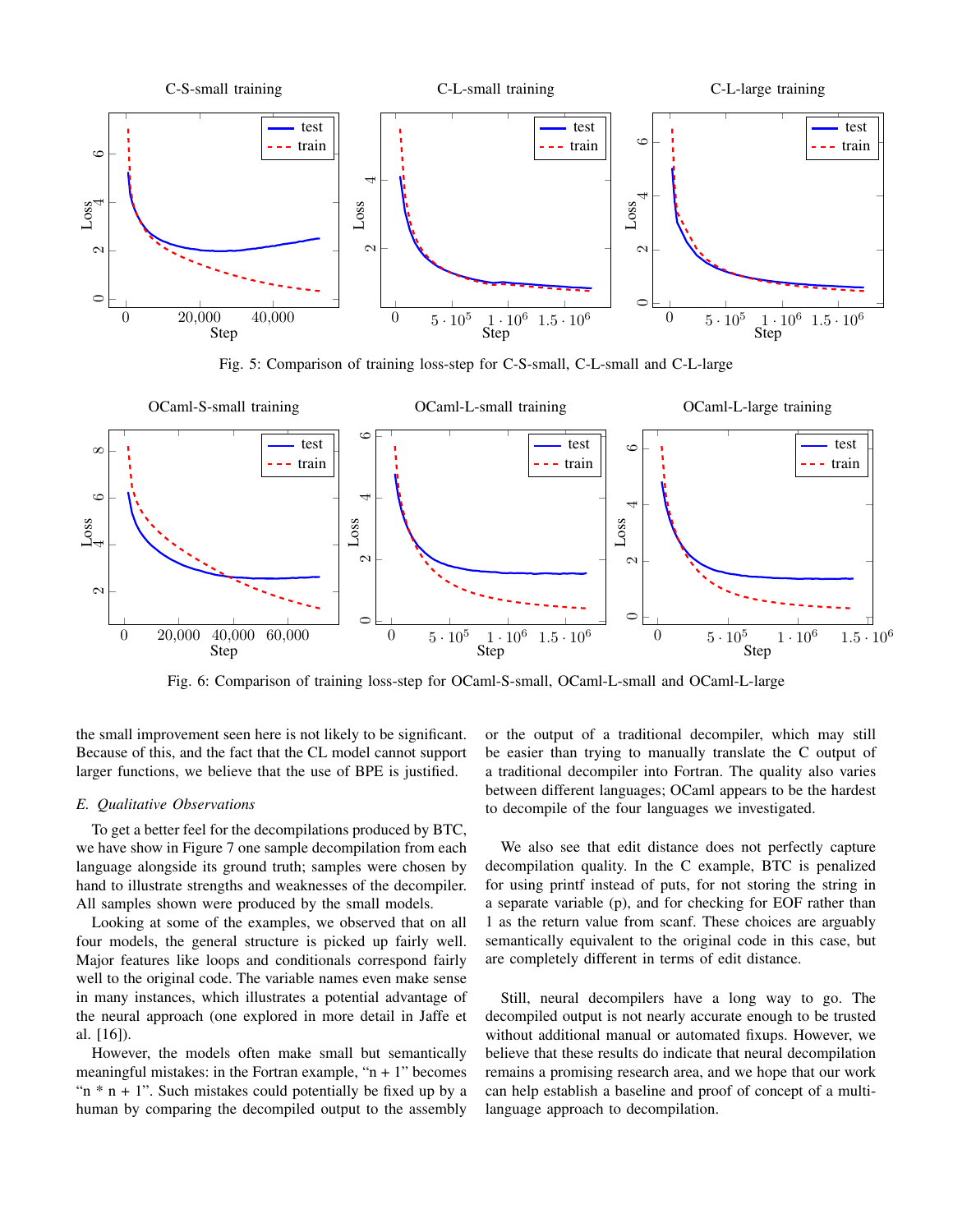Fig. 5: Comparison of training loss-step for C-S-small, C-L-small and C-L-large

Fig. 6: Comparison of training loss-step for OCaml-S-small, OCaml-L-small and OCaml-L-large

the small improvement seen here is not likely to be significant. Because of this, and the fact that the CL model cannot support larger functions, we believe that the use of BPE is justified.

### *E. Qualitative Observations*

To get a better feel for the decompilations produced by BTC, we have show in Figure 7 one sample decompilation from each language alongside its ground truth; samples were chosen by hand to illustrate strengths and weaknesses of the decompiler. All samples shown were produced by the small models.

Looking at some of the examples, we observed that on all four models, the general structure is picked up fairly well. Major features like loops and conditionals correspond fairly well to the original code. The variable names even make sense in many instances, which illustrates a potential advantage of the neural approach (one explored in more detail in Jaffe et al. [16]).

However, the models often make small but semantically meaningful mistakes: in the Fortran example, "n + 1" becomes "n * n + 1". Such mistakes could potentially be fixed up by a human by comparing the decompiled output to the assembly or the output of a traditional decompiler, which may still be easier than trying to manually translate the C output of a traditional decompiler into Fortran. The quality also varies between different languages; OCaml appears to be the hardest to decompile of the four languages we investigated.

We also see that edit distance does not perfectly capture decompilation quality. In the C example, BTC is penalized for using printf instead of puts, for not storing the string in a separate variable (p), and for checking for EOF rather than 1 as the return value from scanf. These choices are arguably semantically equivalent to the original code in this case, but are completely different in terms of edit distance.

Still, neural decompilers have a long way to go. The decompiled output is not nearly accurate enough to be trusted without additional manual or automated fixups. However, we believe that these results do indicate that neural decompilation remains a promising research area, and we hope that our work can help establish a baseline and proof of concept of a multi-language approach to decompilation.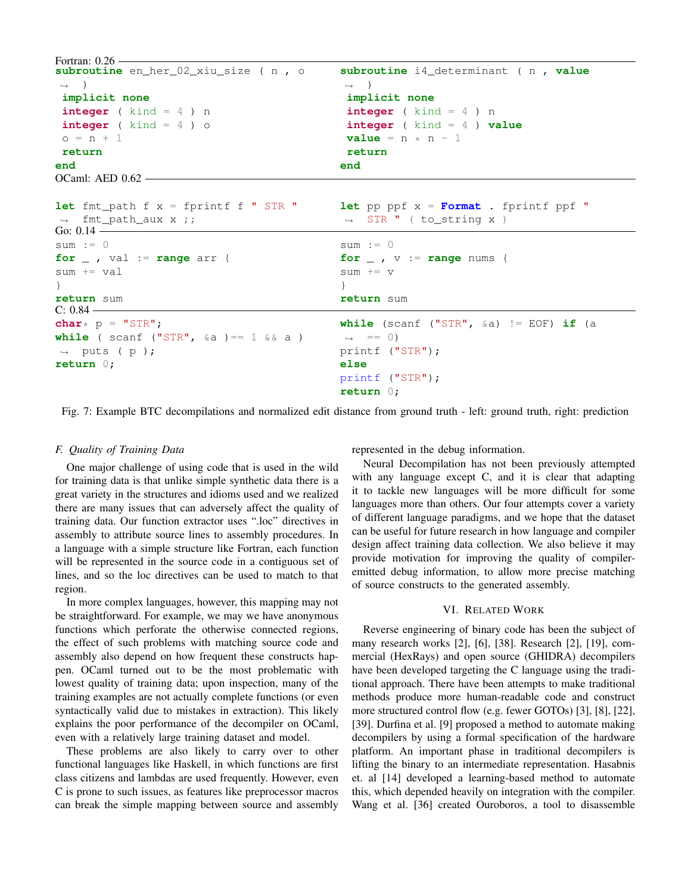Fortran: 0.26

```
subroutine en_her_02_xiu_size ( n , o
↪  )
 implicit none
 integer ( kind = 4 ) n
 integer ( kind = 4 ) o
 o = n + 1
 return
end
```

```
subroutine i4_determinant ( n , value
↪  )
 implicit none
 integer ( kind = 4 ) n
 integer ( kind = 4 ) value
 value = n * n - 1
 return
end
```

OCaml: AED 0.62

```
let fmt_path f x = fprintf f " STR "
↪  fmt_path_aux x ;;
```

```
let pp ppf x = Format . fprintf ppf "
↪  STR " ( to_string x )
```

Go: 0.14

```
sum := 0
for _ , val := range arr {
sum += val
}
return sum
```

```
sum := 0
for _ , v := range nums {
sum += v
}
return sum
```

C: 0.84

```
char* p = "STR";
while ( scanf ("STR", &a )== 1 && a )
↪  puts ( p );
return 0;
```

```
while (scanf ("STR", &a) != EOF) if (a
↪  == 0)
printf ("STR");
else
printf ("STR");
return 0;
```

Fig. 7: Example BTC decompilations and normalized edit distance from ground truth - left: ground truth, right: prediction

### F. Quality of Training Data

One major challenge of using code that is used in the wild for training data is that unlike simple synthetic data there is a great variety in the structures and idioms used and we realized there are many issues that can adversely affect the quality of training data. Our function extractor uses ".loc" directives in assembly to attribute source lines to assembly procedures. In a language with a simple structure like Fortran, each function will be represented in the source code in a contiguous set of lines, and so the loc directives can be used to match to that region.

In more complex languages, however, this mapping may not be straightforward. For example, we may we have anonymous functions which perforate the otherwise connected regions, the effect of such problems with matching source code and assembly also depend on how frequent these constructs happen. OCaml turned out to be the most problematic with lowest quality of training data; upon inspection, many of the training examples are not actually complete functions (or even syntactically valid due to mistakes in extraction). This likely explains the poor performance of the decompiler on OCaml, even with a relatively large training dataset and model.

These problems are also likely to carry over to other functional languages like Haskell, in which functions are first class citizens and lambdas are used frequently. However, even C is prone to such issues, as features like preprocessor macros can break the simple mapping between source and assembly represented in the debug information.

Neural Decompilation has not been previously attempted with any language except C, and it is clear that adapting it to tackle new languages will be more difficult for some languages more than others. Our four attempts cover a variety of different language paradigms, and we hope that the dataset can be useful for future research in how language and compiler design affect training data collection. We also believe it may provide motivation for improving the quality of compiler-emitted debug information, to allow more precise matching of source constructs to the generated assembly.

## VI. Related Work

Reverse engineering of binary code has been the subject of many research works [2], [6], [38]. Research [2], [19], commercial (HexRays) and open source (GHIDRA) decompilers have been developed targeting the C language using the traditional approach. There have been attempts to make traditional methods produce more human-readable code and construct more structured control flow (e.g. fewer GOTOs) [3], [8], [22], [39]. Durfina et al. [9] proposed a method to automate making decompilers by using a formal specification of the hardware platform. An important phase in traditional decompilers is lifting the binary to an intermediate representation. Hasabnis et. al [14] developed a learning-based method to automate this, which depended heavily on integration with the compiler. Wang et al. [36] created Ouroboros, a tool to disassemble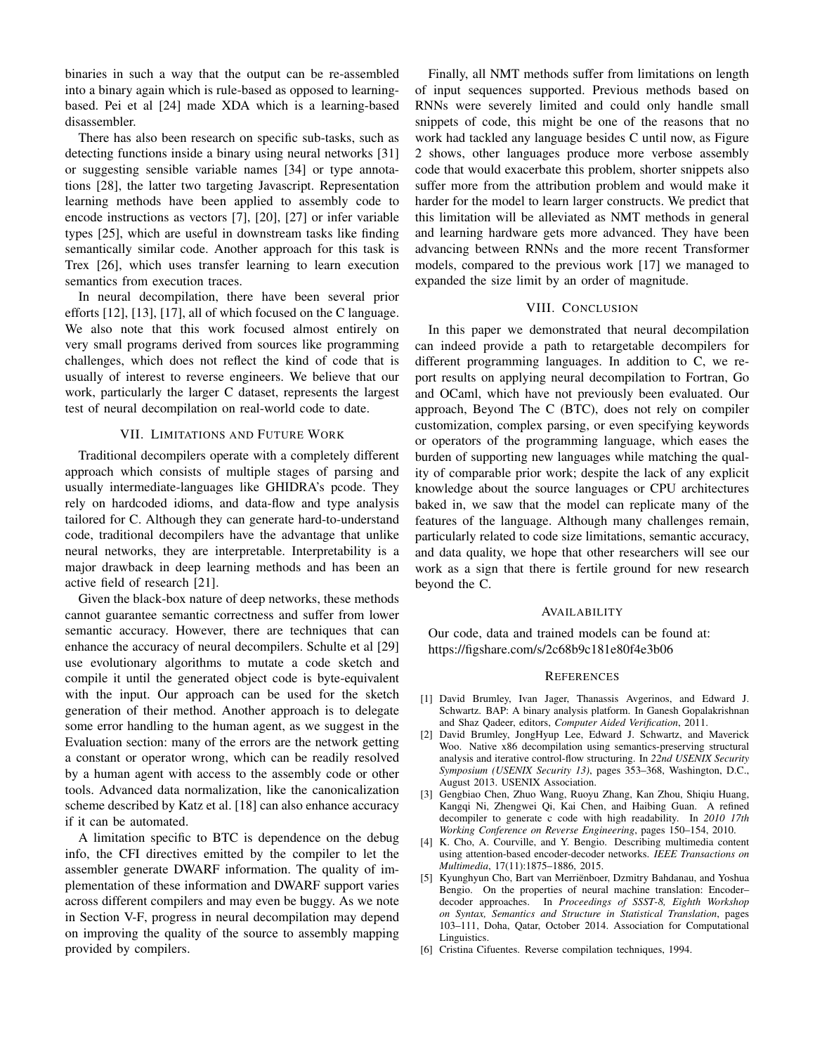binaries in such a way that the output can be re-assembled into a binary again which is rule-based as opposed to learning-based. Pei et al [24] made XDA which is a learning-based disassembler.

There has also been research on specific sub-tasks, such as detecting functions inside a binary using neural networks [31] or suggesting sensible variable names [34] or type annotations [28], the latter two targeting Javascript. Representation learning methods have been applied to assembly code to encode instructions as vectors [7], [20], [27] or infer variable types [25], which are useful in downstream tasks like finding semantically similar code. Another approach for this task is Trex [26], which uses transfer learning to learn execution semantics from execution traces.

In neural decompilation, there have been several prior efforts [12], [13], [17], all of which focused on the C language. We also note that this work focused almost entirely on very small programs derived from sources like programming challenges, which does not reflect the kind of code that is usually of interest to reverse engineers. We believe that our work, particularly the larger C dataset, represents the largest test of neural decompilation on real-world code to date.

## VII. Limitations and Future Work

Traditional decompilers operate with a completely different approach which consists of multiple stages of parsing and usually intermediate-languages like GHIDRA's pcode. They rely on hardcoded idioms, and data-flow and type analysis tailored for C. Although they can generate hard-to-understand code, traditional decompilers have the advantage that unlike neural networks, they are interpretable. Interpretability is a major drawback in deep learning methods and has been an active field of research [21].

Given the black-box nature of deep networks, these methods cannot guarantee semantic correctness and suffer from lower semantic accuracy. However, there are techniques that can enhance the accuracy of neural decompilers. Schulte et al [29] use evolutionary algorithms to mutate a code sketch and compile it until the generated object code is byte-equivalent with the input. Our approach can be used for the sketch generation of their method. Another approach is to delegate some error handling to the human agent, as we suggest in the Evaluation section: many of the errors are the network getting a constant or operator wrong, which can be readily resolved by a human agent with access to the assembly code or other tools. Advanced data normalization, like the canonicalization scheme described by Katz et al. [18] can also enhance accuracy if it can be automated.

A limitation specific to BTC is dependence on the debug info, the CFI directives emitted by the compiler to let the assembler generate DWARF information. The quality of implementation of these information and DWARF support varies across different compilers and may even be buggy. As we note in Section V-F, progress in neural decompilation may depend on improving the quality of the source to assembly mapping provided by compilers.

Finally, all NMT methods suffer from limitations on length of input sequences supported. Previous methods based on RNNs were severely limited and could only handle small snippets of code, this might be one of the reasons that no work had tackled any language besides C until now, as Figure 2 shows, other languages produce more verbose assembly code that would exacerbate this problem, shorter snippets also suffer more from the attribution problem and would make it harder for the model to learn larger constructs. We predict that this limitation will be alleviated as NMT methods in general and learning hardware gets more advanced. They have been advancing between RNNs and the more recent Transformer models, compared to the previous work [17] we managed to expanded the size limit by an order of magnitude.

## VIII. Conclusion

In this paper we demonstrated that neural decompilation can indeed provide a path to retargetable decompilers for different programming languages. In addition to C, we report results on applying neural decompilation to Fortran, Go and OCaml, which have not previously been evaluated. Our approach, Beyond The C (BTC), does not rely on compiler customization, complex parsing, or even specifying keywords or operators of the programming language, which eases the burden of supporting new languages while matching the quality of comparable prior work; despite the lack of any explicit knowledge about the source languages or CPU architectures baked in, we saw that the model can replicate many of the features of the language. Although many challenges remain, particularly related to code size limitations, semantic accuracy, and data quality, we hope that other researchers will see our work as a sign that there is fertile ground for new research beyond the C.

## Availability

Our code, data and trained models can be found at: https://figshare.com/s/2c68b9c181e80f4e3b06

## References

[1] David Brumley, Ivan Jager, Thanassis Avgerinos, and Edward J. Schwartz. BAP: A binary analysis platform. In Ganesh Gopalakrishnan and Shaz Qadeer, editors, *Computer Aided Verification*, 2011.

[2] David Brumley, JongHyup Lee, Edward J. Schwartz, and Maverick Woo. Native x86 decompilation using semantics-preserving structural analysis and iterative control-flow structuring. In *22nd USENIX Security Symposium (USENIX Security 13)*, pages 353–368, Washington, D.C., August 2013. USENIX Association.

[3] Gengbiao Chen, Zhuo Wang, Ruoyu Zhang, Kan Zhou, Shiqiu Huang, Kangqi Ni, Zhengwei Qi, Kai Chen, and Haibing Guan. A refined decompiler to generate c code with high readability. In *2010 17th Working Conference on Reverse Engineering*, pages 150–154, 2010.

[4] K. Cho, A. Courville, and Y. Bengio. Describing multimedia content using attention-based encoder-decoder networks. *IEEE Transactions on Multimedia*, 17(11):1875–1886, 2015.

[5] Kyunghyun Cho, Bart van Merriënboer, Dzmitry Bahdanau, and Yoshua Bengio. On the properties of neural machine translation: Encoder–decoder approaches. In *Proceedings of SSST-8, Eighth Workshop on Syntax, Semantics and Structure in Statistical Translation*, pages 103–111, Doha, Qatar, October 2014. Association for Computational Linguistics.

[6] Cristina Cifuentes. Reverse compilation techniques, 1994.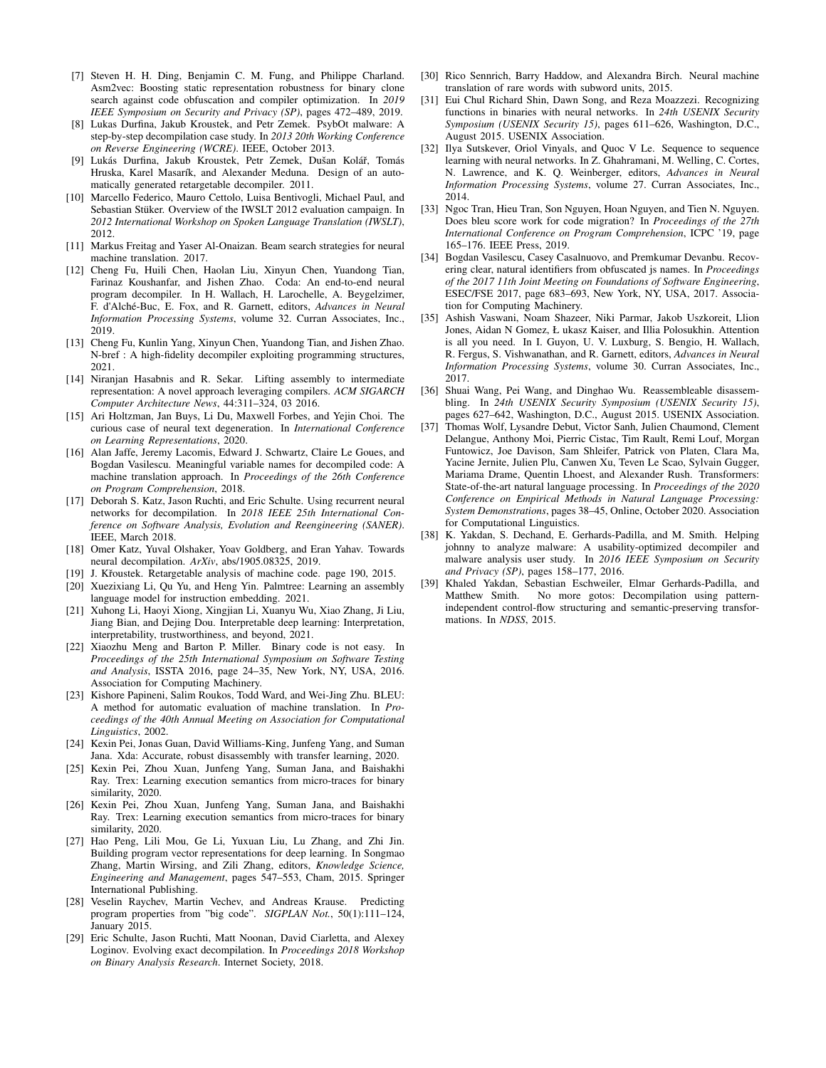[7] Steven H. H. Ding, Benjamin C. M. Fung, and Philippe Charland. Asm2vec: Boosting static representation robustness for binary clone search against code obfuscation and compiler optimization. In *2019 IEEE Symposium on Security and Privacy (SP)*, pages 472–489, 2019.

[8] Lukas Durfina, Jakub Kroustek, and Petr Zemek. PsybOt malware: A step-by-step decompilation case study. In *2013 20th Working Conference on Reverse Engineering (WCRE)*. IEEE, October 2013.

[9] Lukás Durfina, Jakub Kroustek, Petr Zemek, Dušan Kolář, Tomás Hruska, Karel Masarík, and Alexander Meduna. Design of an automatically generated retargetable decompiler. 2011.

[10] Marcello Federico, Mauro Cettolo, Luisa Bentivogli, Michael Paul, and Sebastian Stüker. Overview of the IWSLT 2012 evaluation campaign. In *2012 International Workshop on Spoken Language Translation (IWSLT)*, 2012.

[11] Markus Freitag and Yaser Al-Onaizan. Beam search strategies for neural machine translation. 2017.

[12] Cheng Fu, Huili Chen, Haolan Liu, Xinyun Chen, Yuandong Tian, Farinaz Koushanfar, and Jishen Zhao. Coda: An end-to-end neural program decompiler. In H. Wallach, H. Larochelle, A. Beygelzimer, F. d'Alché-Buc, E. Fox, and R. Garnett, editors, *Advances in Neural Information Processing Systems*, volume 32. Curran Associates, Inc., 2019.

[13] Cheng Fu, Kunlin Yang, Xinyun Chen, Yuandong Tian, and Jishen Zhao. N-bref : A high-fidelity decompiler exploiting programming structures, 2021.

[14] Niranjan Hasabnis and R. Sekar. Lifting assembly to intermediate representation: A novel approach leveraging compilers. *ACM SIGARCH Computer Architecture News*, 44:311–324, 03 2016.

[15] Ari Holtzman, Jan Buys, Li Du, Maxwell Forbes, and Yejin Choi. The curious case of neural text degeneration. In *International Conference on Learning Representations*, 2020.

[16] Alan Jaffe, Jeremy Lacomis, Edward J. Schwartz, Claire Le Goues, and Bogdan Vasilescu. Meaningful variable names for decompiled code: A machine translation approach. In *Proceedings of the 26th Conference on Program Comprehension*, 2018.

[17] Deborah S. Katz, Jason Ruchti, and Eric Schulte. Using recurrent neural networks for decompilation. In *2018 IEEE 25th International Conference on Software Analysis, Evolution and Reengineering (SANER)*. IEEE, March 2018.

[18] Omer Katz, Yuval Olshaker, Yoav Goldberg, and Eran Yahav. Towards neural decompilation. *ArXiv*, abs/1905.08325, 2019.

[19] J. Křoustek. Retargetable analysis of machine code. page 190, 2015.

[20] Xuezixiang Li, Qu Yu, and Heng Yin. Palmtree: Learning an assembly language model for instruction embedding. 2021.

[21] Xuhong Li, Haoyi Xiong, Xingjian Li, Xuanyu Wu, Xiao Zhang, Ji Liu, Jiang Bian, and Dejing Dou. Interpretable deep learning: Interpretation, interpretability, trustworthiness, and beyond, 2021.

[22] Xiaozhu Meng and Barton P. Miller. Binary code is not easy. In *Proceedings of the 25th International Symposium on Software Testing and Analysis*, ISSTA 2016, page 24–35, New York, NY, USA, 2016. Association for Computing Machinery.

[23] Kishore Papineni, Salim Roukos, Todd Ward, and Wei-Jing Zhu. BLEU: A method for automatic evaluation of machine translation. In *Proceedings of the 40th Annual Meeting on Association for Computational Linguistics*, 2002.

[24] Kexin Pei, Jonas Guan, David Williams-King, Junfeng Yang, and Suman Jana. Xda: Accurate, robust disassembly with transfer learning, 2020.

[25] Kexin Pei, Zhou Xuan, Junfeng Yang, Suman Jana, and Baishakhi Ray. Trex: Learning execution semantics from micro-traces for binary similarity, 2020.

[26] Kexin Pei, Zhou Xuan, Junfeng Yang, Suman Jana, and Baishakhi Ray. Trex: Learning execution semantics from micro-traces for binary similarity, 2020.

[27] Hao Peng, Lili Mou, Ge Li, Yuxuan Liu, Lu Zhang, and Zhi Jin. Building program vector representations for deep learning. In Songmao Zhang, Martin Wirsing, and Zili Zhang, editors, *Knowledge Science, Engineering and Management*, pages 547–553, Cham, 2015. Springer International Publishing.

[28] Veselin Raychev, Martin Vechev, and Andreas Krause. Predicting program properties from "big code". *SIGPLAN Not.*, 50(1):111–124, January 2015.

[29] Eric Schulte, Jason Ruchti, Matt Noonan, David Ciarletta, and Alexey Loginov. Evolving exact decompilation. In *Proceedings 2018 Workshop on Binary Analysis Research*. Internet Society, 2018.

[30] Rico Sennrich, Barry Haddow, and Alexandra Birch. Neural machine translation of rare words with subword units, 2015.

[31] Eui Chul Richard Shin, Dawn Song, and Reza Moazzezi. Recognizing functions in binaries with neural networks. In *24th USENIX Security Symposium (USENIX Security 15)*, pages 611–626, Washington, D.C., August 2015. USENIX Association.

[32] Ilya Sutskever, Oriol Vinyals, and Quoc V Le. Sequence to sequence learning with neural networks. In Z. Ghahramani, M. Welling, C. Cortes, N. Lawrence, and K. Q. Weinberger, editors, *Advances in Neural Information Processing Systems*, volume 27. Curran Associates, Inc., 2014.

[33] Ngoc Tran, Hieu Tran, Son Nguyen, Hoan Nguyen, and Tien N. Nguyen. Does bleu score work for code migration? In *Proceedings of the 27th International Conference on Program Comprehension*, ICPC '19, page 165–176. IEEE Press, 2019.

[34] Bogdan Vasilescu, Casey Casalnuovo, and Premkumar Devanbu. Recovering clear, natural identifiers from obfuscated js names. In *Proceedings of the 2017 11th Joint Meeting on Foundations of Software Engineering*, ESEC/FSE 2017, page 683–693, New York, NY, USA, 2017. Association for Computing Machinery.

[35] Ashish Vaswani, Noam Shazeer, Niki Parmar, Jakob Uszkoreit, Llion Jones, Aidan N Gomez, Ł ukasz Kaiser, and Illia Polosukhin. Attention is all you need. In I. Guyon, U. V. Luxburg, S. Bengio, H. Wallach, R. Fergus, S. Vishwanathan, and R. Garnett, editors, *Advances in Neural Information Processing Systems*, volume 30. Curran Associates, Inc., 2017.

[36] Shuai Wang, Pei Wang, and Dinghao Wu. Reassembleable disassembling. In *24th USENIX Security Symposium (USENIX Security 15)*, pages 627–642, Washington, D.C., August 2015. USENIX Association.

[37] Thomas Wolf, Lysandre Debut, Victor Sanh, Julien Chaumond, Clement Delangue, Anthony Moi, Pierric Cistac, Tim Rault, Remi Louf, Morgan Funtowicz, Joe Davison, Sam Shleifer, Patrick von Platen, Clara Ma, Yacine Jernite, Julien Plu, Canwen Xu, Teven Le Scao, Sylvain Gugger, Mariama Drame, Quentin Lhoest, and Alexander Rush. Transformers: State-of-the-art natural language processing. In *Proceedings of the 2020 Conference on Empirical Methods in Natural Language Processing: System Demonstrations*, pages 38–45, Online, October 2020. Association for Computational Linguistics.

[38] K. Yakdan, S. Dechand, E. Gerhards-Padilla, and M. Smith. Helping johnny to analyze malware: A usability-optimized decompiler and malware analysis user study. In *2016 IEEE Symposium on Security and Privacy (SP)*, pages 158–177, 2016.

[39] Khaled Yakdan, Sebastian Eschweiler, Elmar Gerhards-Padilla, and Matthew Smith. No more gotos: Decompilation using pattern-independent control-flow structuring and semantic-preserving transformations. In *NDSS*, 2015.